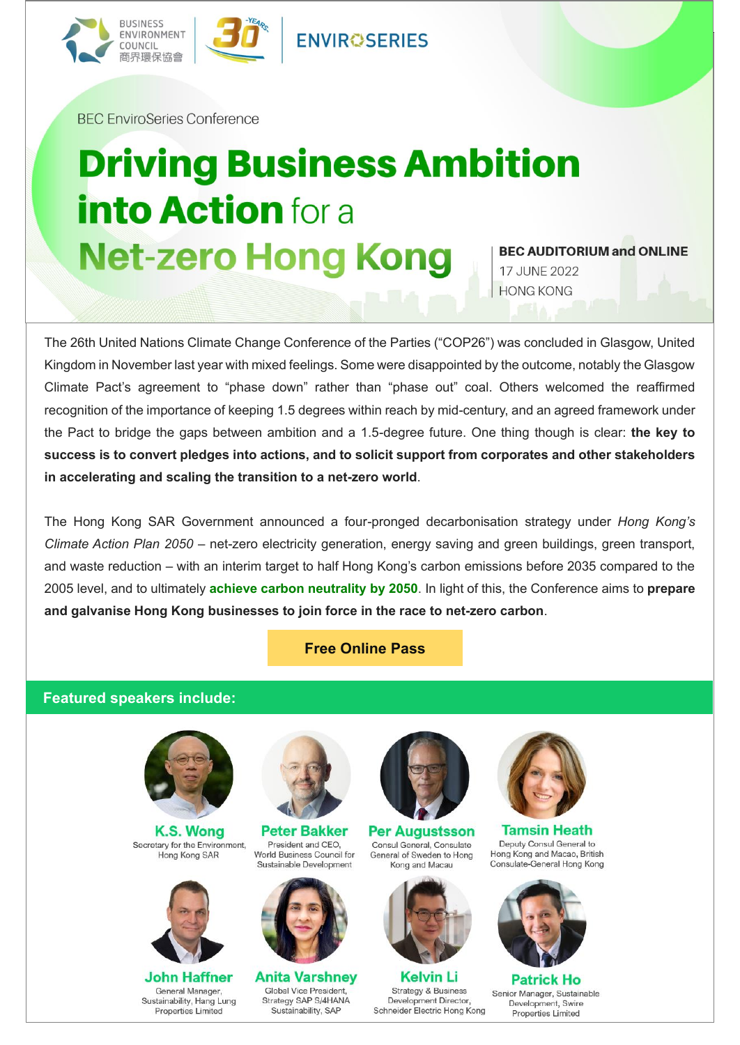BUSINESS ENVIRONMENT COUNCIL 商界環保協會 | 30 YEARS | ENVIROSERIES

BEC EnviroSeries Conference

# Driving Business Ambition into Action for a Net-zero Hong Kong

**BEC AUDITORIUM and ONLINE**
17 JUNE 2022
HONG KONG

The 26th United Nations Climate Change Conference of the Parties ("COP26") was concluded in Glasgow, United Kingdom in November last year with mixed feelings. Some were disappointed by the outcome, notably the Glasgow Climate Pact's agreement to "phase down" rather than "phase out" coal. Others welcomed the reaffirmed recognition of the importance of keeping 1.5 degrees within reach by mid-century, and an agreed framework under the Pact to bridge the gaps between ambition and a 1.5-degree future. One thing though is clear: **the key to success is to convert pledges into actions, and to solicit support from corporates and other stakeholders in accelerating and scaling the transition to a net-zero world**.

The Hong Kong SAR Government announced a four-pronged decarbonisation strategy under *Hong Kong's Climate Action Plan 2050* – net-zero electricity generation, energy saving and green buildings, green transport, and waste reduction – with an interim target to half Hong Kong's carbon emissions before 2035 compared to the 2005 level, and to ultimately **achieve carbon neutrality by 2050**. In light of this, the Conference aims to **prepare and galvanise Hong Kong businesses to join force in the race to net-zero carbon**.

**Free Online Pass**

## Featured speakers include:

**K.S. Wong**
Secretary for the Environment, Hong Kong SAR

**Peter Bakker**
President and CEO, World Business Council for Sustainable Development

**Per Augustsson**
Consul General, Consulate General of Sweden to Hong Kong and Macau

**Tamsin Heath**
Deputy Consul General to Hong Kong and Macao, British Consulate-General Hong Kong

**John Haffner**
General Manager, Sustainability, Hang Lung Properties Limited

**Anita Varshney**
Global Vice President, Strategy SAP S/4HANA Sustainability, SAP

**Kelvin Li**
Strategy & Business Development Director, Schneider Electric Hong Kong

**Patrick Ho**
Senior Manager, Sustainable Development, Swire Properties Limited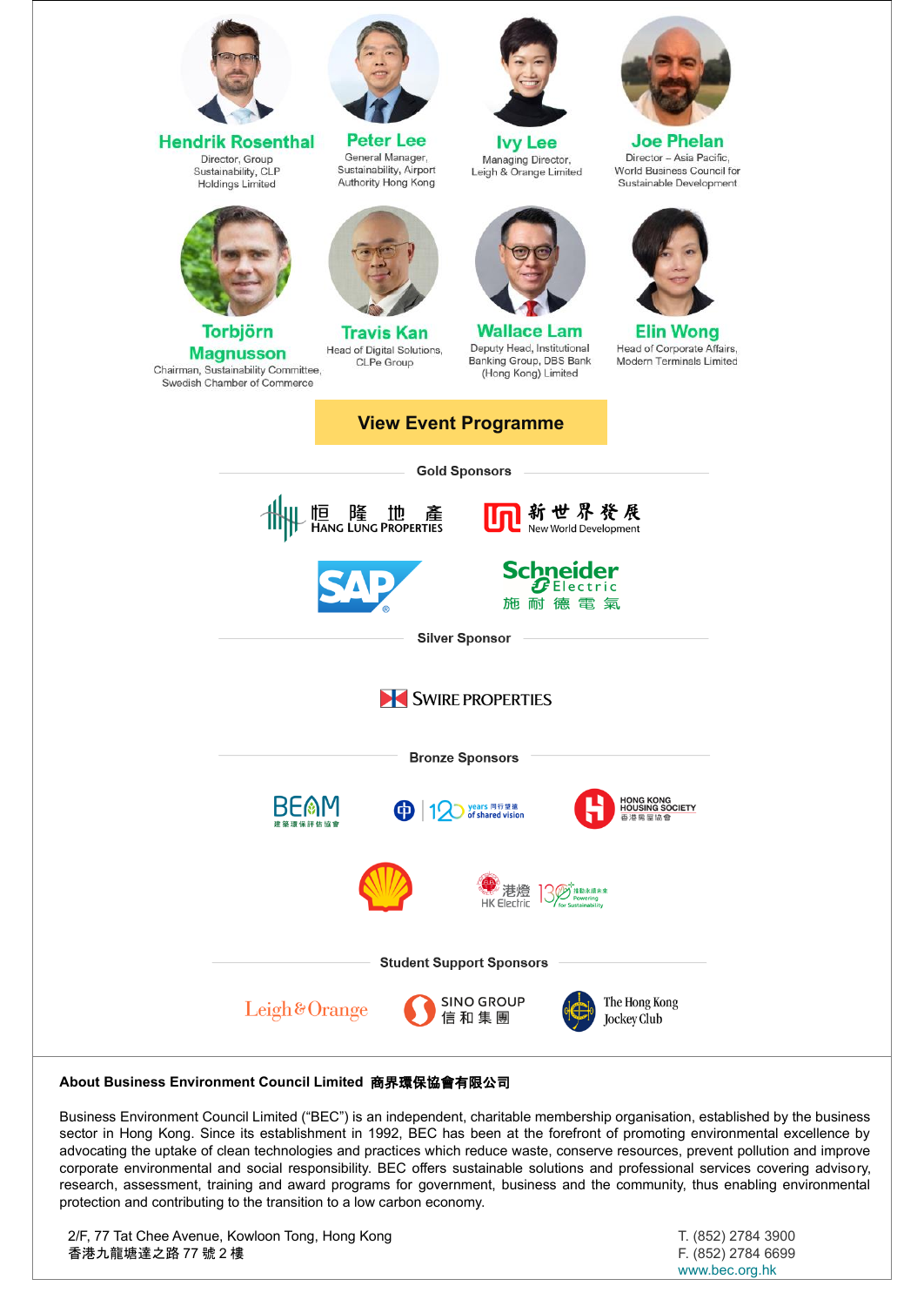**Hendrik Rosenthal**
Director, Group Sustainability, CLP Holdings Limited

**Peter Lee**
General Manager, Sustainability, Airport Authority Hong Kong

**Ivy Lee**
Managing Director, Leigh & Orange Limited

**Joe Phelan**
Director – Asia Pacific, World Business Council for Sustainable Development

**Torbjörn Magnusson**
Chairman, Sustainability Committee, Swedish Chamber of Commerce

**Travis Kan**
Head of Digital Solutions, CLPe Group

**Wallace Lam**
Deputy Head, Institutional Banking Group, DBS Bank (Hong Kong) Limited

**Elin Wong**
Head of Corporate Affairs, Modern Terminals Limited

**View Event Programme**

### Gold Sponsors

恒隆地產 HANG LUNG PROPERTIES

新世界發展 New World Development

SAP

Schneider Electric 施耐德電氣

### Silver Sponsor

SWIRE PROPERTIES

### Bronze Sponsors

BEAM 建築環保評估協會

120 years 同行雙穗 of shared vision

HONG KONG HOUSING SOCIETY 香港房屋協會

港燈 HK Electric 130 Powering for Sustainability

### Student Support Sponsors

Leigh & Orange

SINO GROUP 信和集團

The Hong Kong Jockey Club

---

**About Business Environment Council Limited 商界環保協會有限公司**

Business Environment Council Limited ("BEC") is an independent, charitable membership organisation, established by the business sector in Hong Kong. Since its establishment in 1992, BEC has been at the forefront of promoting environmental excellence by advocating the uptake of clean technologies and practices which reduce waste, conserve resources, prevent pollution and improve corporate environmental and social responsibility. BEC offers sustainable solutions and professional services covering advisory, research, assessment, training and award programs for government, business and the community, thus enabling environmental protection and contributing to the transition to a low carbon economy.

2/F, 77 Tat Chee Avenue, Kowloon Tong, Hong Kong
香港九龍塘達之路 77 號 2 樓

T. (852) 2784 3900
F. (852) 2784 6699
www.bec.org.hk